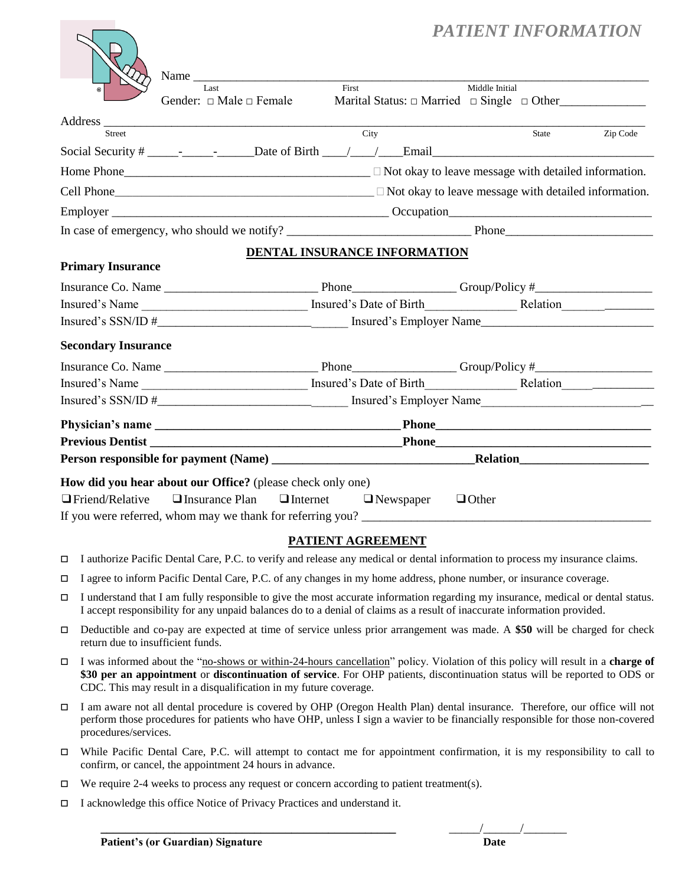# *PATIENT INFORMATION*

Name ______________________________________________________________________________
Last | First | Middle Initial

Gender: □ Male □ Female    Marital Status: □ Married □ Single □ Other______________

Address ____________________________________________________________________________________
Street | City | State | Zip Code

Social Security # _____-_____-______Date of Birth ____/____/____Email___________________________________

Home Phone_________________________________________ □ Not okay to leave message with detailed information.

Cell Phone___________________________________________ □ Not okay to leave message with detailed information.

Employer _______________________________________________ Occupation_________________________________

In case of emergency, who should we notify? _____________________________ Phone________________________

## DENTAL INSURANCE INFORMATION

**Primary Insurance**

Insurance Co. Name _________________________ Phone________________ Group/Policy #___________________

Insured's Name ___________________________ Insured's Date of Birth______________ Relation________________

Insured's SSN/ID #_______________________________ Insured's Employer Name____________________________

**Secondary Insurance**

Insurance Co. Name _________________________ Phone________________ Group/Policy #___________________

Insured's Name ___________________________ Insured's Date of Birth______________ Relation________________

Insured's SSN/ID #_______________________________ Insured's Employer Name____________________________

**Physician's name ________________________________________Phone___________________________________**

**Previous Dentist _________________________________________Phone___________________________________**

**Person responsible for payment (Name) ________________________________Relation_____________________**

**How did you hear about our Office?** (please check only one)

❑ Friend/Relative ❑ Insurance Plan ❑ Internet ❑ Newspaper ❑ Other

If you were referred, whom may we thank for referring you? _______________________________________________

## PATIENT AGREEMENT

- □ I authorize Pacific Dental Care, P.C. to verify and release any medical or dental information to process my insurance claims.
- □ I agree to inform Pacific Dental Care, P.C. of any changes in my home address, phone number, or insurance coverage.
- □ I understand that I am fully responsible to give the most accurate information regarding my insurance, medical or dental status. I accept responsibility for any unpaid balances do to a denial of claims as a result of inaccurate information provided.
- □ Deductible and co-pay are expected at time of service unless prior arrangement was made. A **$50** will be charged for check return due to insufficient funds.
- □ I was informed about the "no-shows or within-24-hours cancellation" policy. Violation of this policy will result in a **charge of $30 per an appointment** or **discontinuation of service**. For OHP patients, discontinuation status will be reported to ODS or CDC. This may result in a disqualification in my future coverage.
- □ I am aware not all dental procedure is covered by OHP (Oregon Health Plan) dental insurance. Therefore, our office will not perform those procedures for patients who have OHP, unless I sign a wavier to be financially responsible for those non-covered procedures/services.
- □ While Pacific Dental Care, P.C. will attempt to contact me for appointment confirmation, it is my responsibility to call to confirm, or cancel, the appointment 24 hours in advance.
- □ We require 2-4 weeks to process any request or concern according to patient treatment(s).
- □ I acknowledge this office Notice of Privacy Practices and understand it.

__________________________________________________    ______/______/_______

**Patient's (or Guardian) Signature**    **Date**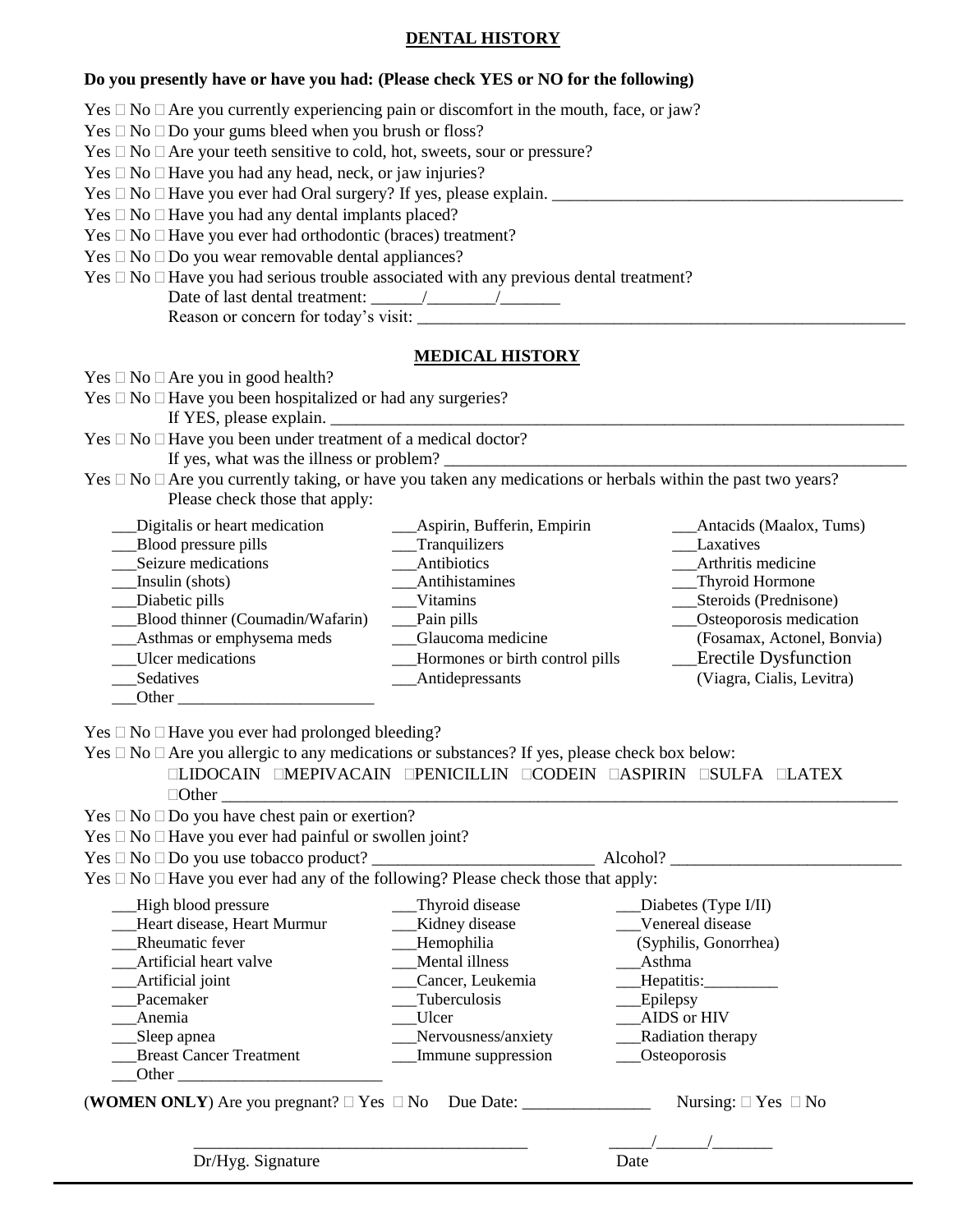## DENTAL HISTORY

**Do you presently have or have you had: (Please check YES or NO for the following)**

Yes ☐ No ☐ Are you currently experiencing pain or discomfort in the mouth, face, or jaw?
Yes ☐ No ☐ Do your gums bleed when you brush or floss?
Yes ☐ No ☐ Are your teeth sensitive to cold, hot, sweets, sour or pressure?
Yes ☐ No ☐ Have you had any head, neck, or jaw injuries?
Yes ☐ No ☐ Have you ever had Oral surgery? If yes, please explain. ___________________________________________
Yes ☐ No ☐ Have you had any dental implants placed?
Yes ☐ No ☐ Have you ever had orthodontic (braces) treatment?
Yes ☐ No ☐ Do you wear removable dental appliances?
Yes ☐ No ☐ Have you had serious trouble associated with any previous dental treatment?

Date of last dental treatment: ______/________/_______
Reason or concern for today's visit: _____________________________________________________________

## MEDICAL HISTORY

Yes ☐ No ☐ Are you in good health?
Yes ☐ No ☐ Have you been hospitalized or had any surgeries?
If YES, please explain. ________________________________________________________________________
Yes ☐ No ☐ Have you been under treatment of a medical doctor?
If yes, what was the illness or problem? _________________________________________________________
Yes ☐ No ☐ Are you currently taking, or have you taken any medications or herbals within the past two years?
Please check those that apply:

___Digitalis or heart medication
___Blood pressure pills
___Seizure medications
___Insulin (shots)
___Diabetic pills
___Blood thinner (Coumadin/Wafarin)
___Asthmas or emphysema meds
___Ulcer medications
___Sedatives
___Other ________________________
___Aspirin, Bufferin, Empirin
___Tranquilizers
___Antibiotics
___Antihistamines
___Vitamins
___Pain pills
___Glaucoma medicine
___Hormones or birth control pills
___Antidepressants
___Antacids (Maalox, Tums)
___Laxatives
___Arthritis medicine
___Thyroid Hormone
___Steroids (Prednisone)
___Osteoporosis medication (Fosamax, Actonel, Bonvia)
___Erectile Dysfunction (Viagra, Cialis, Levitra)

Yes ☐ No ☐ Have you ever had prolonged bleeding?
Yes ☐ No ☐ Are you allergic to any medications or substances? If yes, please check box below:
☐LIDOCAIN ☐MEPIVACAIN ☐PENICILLIN ☐CODEIN ☐ASPIRIN ☐SULFA ☐LATEX
☐Other ______________________________________________________________________________
Yes ☐ No ☐ Do you have chest pain or exertion?
Yes ☐ No ☐ Have you ever had painful or swollen joint?
Yes ☐ No ☐ Do you use tobacco product? __________________________ Alcohol? ___________________________
Yes ☐ No ☐ Have you ever had any of the following? Please check those that apply:

___High blood pressure
___Heart disease, Heart Murmur
___Rheumatic fever
___Artificial heart valve
___Artificial joint
___Pacemaker
___Anemia
___Sleep apnea
___Breast Cancer Treatment
___Other _________________________
___Thyroid disease
___Kidney disease
___Hemophilia
___Mental illness
___Cancer, Leukemia
___Tuberculosis
___Ulcer
___Nervousness/anxiety
___Immune suppression
___Diabetes (Type I/II)
___Venereal disease (Syphilis, Gonorrhea)
___Asthma
___Hepatitis:_________
___Epilepsy
___AIDS or HIV
___Radiation therapy
___Osteoporosis

(**WOMEN ONLY**) Are you pregnant? ☐ Yes ☐ No Due Date: _______________ Nursing: ☐ Yes ☐ No

_________________________________________ _____/______/_______
Dr/Hyg. Signature Date